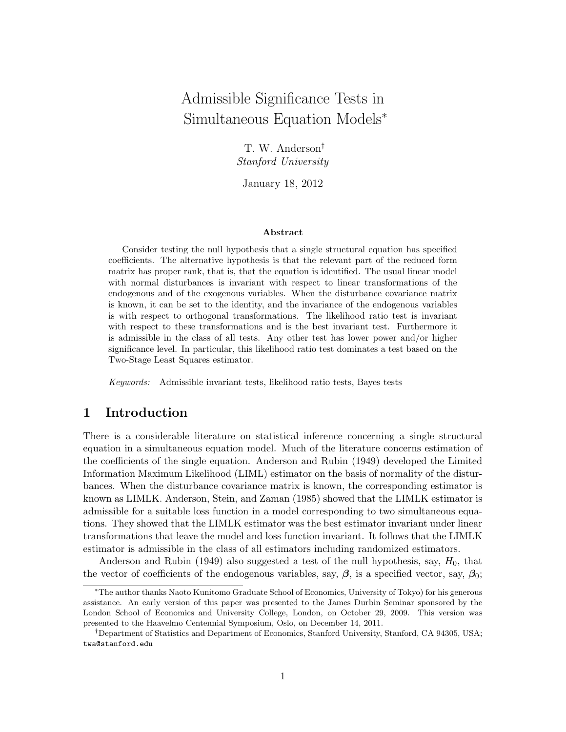# Admissible Significance Tests in Simultaneous Equation Models[*]

T. W. Anderson[†]
*Stanford University*

January 18, 2012

### Abstract

Consider testing the null hypothesis that a single structural equation has specified coefficients. The alternative hypothesis is that the relevant part of the reduced form matrix has proper rank, that is, that the equation is identified. The usual linear model with normal disturbances is invariant with respect to linear transformations of the endogenous and of the exogenous variables. When the disturbance covariance matrix is known, it can be set to the identity, and the invariance of the endogenous variables is with respect to orthogonal transformations. The likelihood ratio test is invariant with respect to these transformations and is the best invariant test. Furthermore it is admissible in the class of all tests. Any other test has lower power and/or higher significance level. In particular, this likelihood ratio test dominates a test based on the Two-Stage Least Squares estimator.

*Keywords:* Admissible invariant tests, likelihood ratio tests, Bayes tests

## 1 Introduction

There is a considerable literature on statistical inference concerning a single structural equation in a simultaneous equation model. Much of the literature concerns estimation of the coefficients of the single equation. Anderson and Rubin (1949) developed the Limited Information Maximum Likelihood (LIML) estimator on the basis of normality of the disturbances. When the disturbance covariance matrix is known, the corresponding estimator is known as LIMLK. Anderson, Stein, and Zaman (1985) showed that the LIMLK estimator is admissible for a suitable loss function in a model corresponding to two simultaneous equations. They showed that the LIMLK estimator was the best estimator invariant under linear transformations that leave the model and loss function invariant. It follows that the LIMLK estimator is admissible in the class of all estimators including randomized estimators.

Anderson and Rubin (1949) also suggested a test of the null hypothesis, say, $H_0$, that the vector of coefficients of the endogenous variables, say, $\boldsymbol{\beta}$, is a specified vector, say, $\boldsymbol{\beta}_0$;

---

[*] The author thanks Naoto Kunitomo Graduate School of Economics, University of Tokyo) for his generous assistance. An early version of this paper was presented to the James Durbin Seminar sponsored by the London School of Economics and University College, London, on October 29, 2009. This version was presented to the Haavelmo Centennial Symposium, Oslo, on December 14, 2011.

[†] Department of Statistics and Department of Economics, Stanford University, Stanford, CA 94305, USA; twa@stanford.edu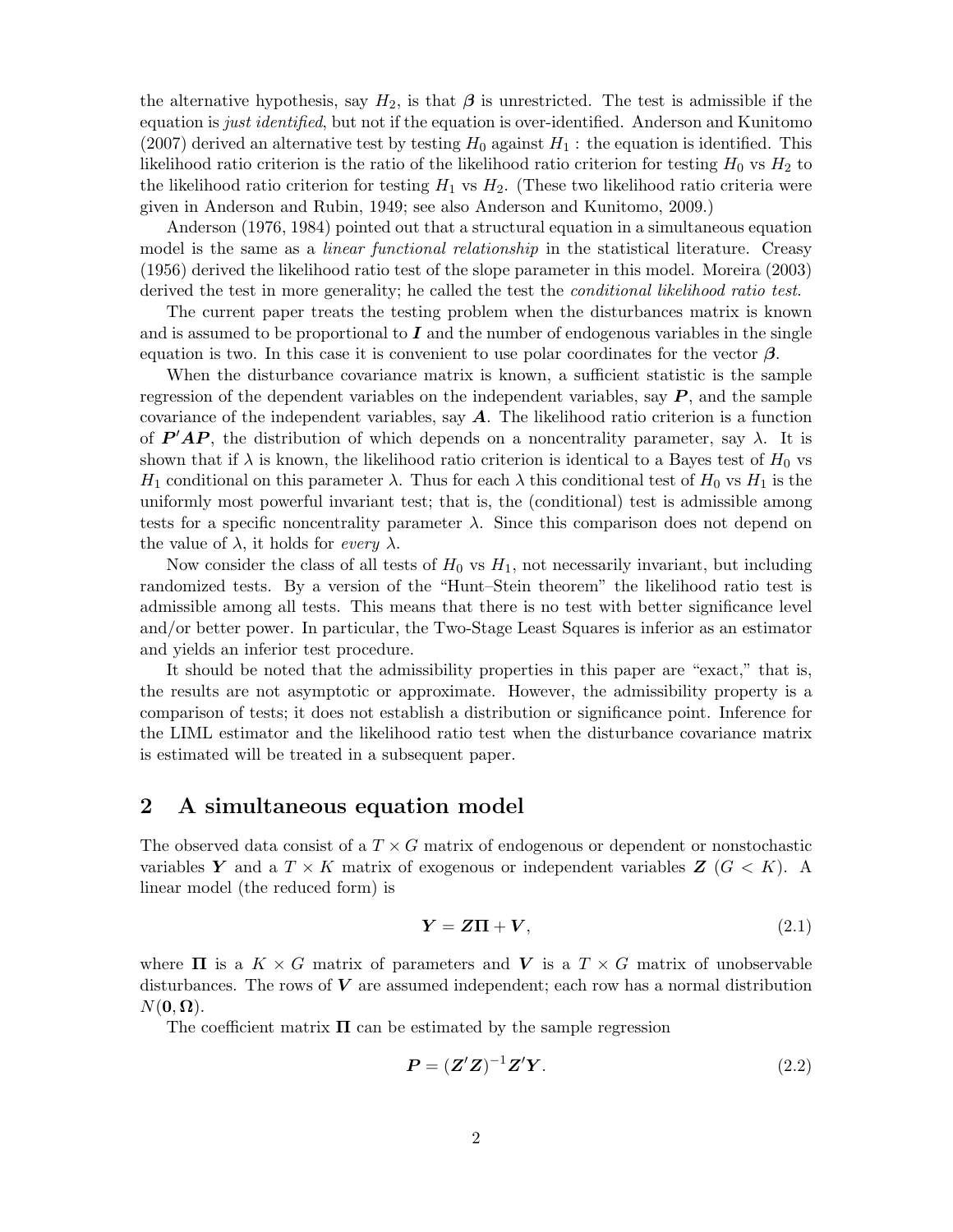the alternative hypothesis, say $H_2$, is that $\boldsymbol{\beta}$ is unrestricted. The test is admissible if the equation is *just identified*, but not if the equation is over-identified. Anderson and Kunitomo (2007) derived an alternative test by testing $H_0$ against $H_1$ : the equation is identified. This likelihood ratio criterion is the ratio of the likelihood ratio criterion for testing $H_0$ vs $H_2$ to the likelihood ratio criterion for testing $H_1$ vs $H_2$. (These two likelihood ratio criteria were given in Anderson and Rubin, 1949; see also Anderson and Kunitomo, 2009.)

Anderson (1976, 1984) pointed out that a structural equation in a simultaneous equation model is the same as a *linear functional relationship* in the statistical literature. Creasy (1956) derived the likelihood ratio test of the slope parameter in this model. Moreira (2003) derived the test in more generality; he called the test the *conditional likelihood ratio test*.

The current paper treats the testing problem when the disturbances matrix is known and is assumed to be proportional to $\boldsymbol{I}$ and the number of endogenous variables in the single equation is two. In this case it is convenient to use polar coordinates for the vector $\boldsymbol{\beta}$.

When the disturbance covariance matrix is known, a sufficient statistic is the sample regression of the dependent variables on the independent variables, say $\boldsymbol{P}$, and the sample covariance of the independent variables, say $\boldsymbol{A}$. The likelihood ratio criterion is a function of $\boldsymbol{P}'\boldsymbol{A}\boldsymbol{P}$, the distribution of which depends on a noncentrality parameter, say $\lambda$. It is shown that if $\lambda$ is known, the likelihood ratio criterion is identical to a Bayes test of $H_0$ vs $H_1$ conditional on this parameter $\lambda$. Thus for each $\lambda$ this conditional test of $H_0$ vs $H_1$ is the uniformly most powerful invariant test; that is, the (conditional) test is admissible among tests for a specific noncentrality parameter $\lambda$. Since this comparison does not depend on the value of $\lambda$, it holds for *every* $\lambda$.

Now consider the class of all tests of $H_0$ vs $H_1$, not necessarily invariant, but including randomized tests. By a version of the "Hunt–Stein theorem" the likelihood ratio test is admissible among all tests. This means that there is no test with better significance level and/or better power. In particular, the Two-Stage Least Squares is inferior as an estimator and yields an inferior test procedure.

It should be noted that the admissibility properties in this paper are "exact," that is, the results are not asymptotic or approximate. However, the admissibility property is a comparison of tests; it does not establish a distribution or significance point. Inference for the LIML estimator and the likelihood ratio test when the disturbance covariance matrix is estimated will be treated in a subsequent paper.

## 2 A simultaneous equation model

The observed data consist of a $T \times G$ matrix of endogenous or dependent or nonstochastic variables $\boldsymbol{Y}$ and a $T \times K$ matrix of exogenous or independent variables $\boldsymbol{Z}$ ($G < K$). A linear model (the reduced form) is

$$\boldsymbol{Y} = \boldsymbol{Z}\boldsymbol{\Pi} + \boldsymbol{V}, \tag{2.1}$$

where $\boldsymbol{\Pi}$ is a $K \times G$ matrix of parameters and $\boldsymbol{V}$ is a $T \times G$ matrix of unobservable disturbances. The rows of $\boldsymbol{V}$ are assumed independent; each row has a normal distribution $N(\boldsymbol{0}, \boldsymbol{\Omega})$.

The coefficient matrix $\boldsymbol{\Pi}$ can be estimated by the sample regression

$$\boldsymbol{P} = (\boldsymbol{Z}'\boldsymbol{Z})^{-1}\boldsymbol{Z}'\boldsymbol{Y}. \tag{2.2}$$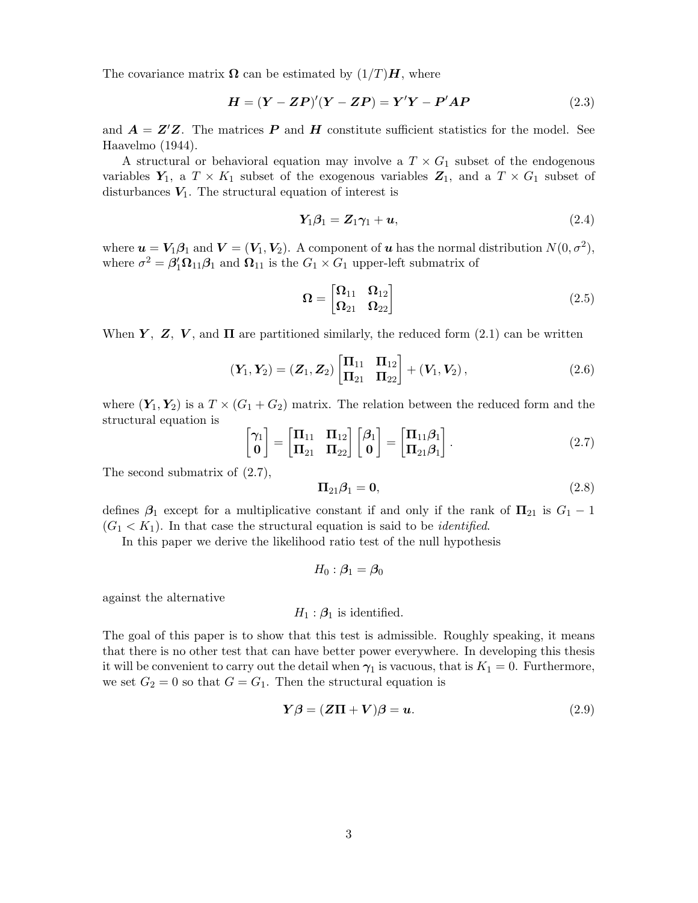The covariance matrix $\boldsymbol{\Omega}$ can be estimated by $(1/T)\boldsymbol{H}$, where

$$\boldsymbol{H} = (\boldsymbol{Y} - \boldsymbol{Z}\boldsymbol{P})'(\boldsymbol{Y} - \boldsymbol{Z}\boldsymbol{P}) = \boldsymbol{Y}'\boldsymbol{Y} - \boldsymbol{P}'\boldsymbol{A}\boldsymbol{P} \tag{2.3}$$

and $\boldsymbol{A} = \boldsymbol{Z}'\boldsymbol{Z}$. The matrices $\boldsymbol{P}$ and $\boldsymbol{H}$ constitute sufficient statistics for the model. See Haavelmo (1944).

A structural or behavioral equation may involve a $T \times G_1$ subset of the endogenous variables $\boldsymbol{Y}_1$, a $T \times K_1$ subset of the exogenous variables $\boldsymbol{Z}_1$, and a $T \times G_1$ subset of disturbances $\boldsymbol{V}_1$. The structural equation of interest is

$$\boldsymbol{Y}_1\boldsymbol{\beta}_1 = \boldsymbol{Z}_1\boldsymbol{\gamma}_1 + \boldsymbol{u}, \tag{2.4}$$

where $\boldsymbol{u} = \boldsymbol{V}_1\boldsymbol{\beta}_1$ and $\boldsymbol{V} = (\boldsymbol{V}_1, \boldsymbol{V}_2)$. A component of $\boldsymbol{u}$ has the normal distribution $N(0, \sigma^2)$, where $\sigma^2 = \boldsymbol{\beta}_1'\boldsymbol{\Omega}_{11}\boldsymbol{\beta}_1$ and $\boldsymbol{\Omega}_{11}$ is the $G_1 \times G_1$ upper-left submatrix of

$$\boldsymbol{\Omega} = \begin{bmatrix} \boldsymbol{\Omega}_{11} & \boldsymbol{\Omega}_{12} \\ \boldsymbol{\Omega}_{21} & \boldsymbol{\Omega}_{22} \end{bmatrix} \tag{2.5}$$

When $\boldsymbol{Y}$, $\boldsymbol{Z}$, $\boldsymbol{V}$, and $\boldsymbol{\Pi}$ are partitioned similarly, the reduced form (2.1) can be written

$$(\boldsymbol{Y}_1, \boldsymbol{Y}_2) = (\boldsymbol{Z}_1, \boldsymbol{Z}_2) \begin{bmatrix} \boldsymbol{\Pi}_{11} & \boldsymbol{\Pi}_{12} \\ \boldsymbol{\Pi}_{21} & \boldsymbol{\Pi}_{22} \end{bmatrix} + (\boldsymbol{V}_1, \boldsymbol{V}_2), \tag{2.6}$$

where $(\boldsymbol{Y}_1, \boldsymbol{Y}_2)$ is a $T \times (G_1 + G_2)$ matrix. The relation between the reduced form and the structural equation is

$$\begin{bmatrix} \boldsymbol{\gamma}_1 \\ \boldsymbol{0} \end{bmatrix} = \begin{bmatrix} \boldsymbol{\Pi}_{11} & \boldsymbol{\Pi}_{12} \\ \boldsymbol{\Pi}_{21} & \boldsymbol{\Pi}_{22} \end{bmatrix} \begin{bmatrix} \boldsymbol{\beta}_1 \\ \boldsymbol{0} \end{bmatrix} = \begin{bmatrix} \boldsymbol{\Pi}_{11}\boldsymbol{\beta}_1 \\ \boldsymbol{\Pi}_{21}\boldsymbol{\beta}_1 \end{bmatrix}. \tag{2.7}$$

The second submatrix of (2.7),

$$\boldsymbol{\Pi}_{21}\boldsymbol{\beta}_1 = \boldsymbol{0}, \tag{2.8}$$

defines $\boldsymbol{\beta}_1$ except for a multiplicative constant if and only if the rank of $\boldsymbol{\Pi}_{21}$ is $G_1 - 1$ ($G_1 < K_1$). In that case the structural equation is said to be *identified*.

In this paper we derive the likelihood ratio test of the null hypothesis

$$H_0 : \boldsymbol{\beta}_1 = \boldsymbol{\beta}_0$$

against the alternative

$$H_1 : \boldsymbol{\beta}_1 \text{ is identified.}$$

The goal of this paper is to show that this test is admissible. Roughly speaking, it means that there is no other test that can have better power everywhere. In developing this thesis it will be convenient to carry out the detail when $\boldsymbol{\gamma}_1$ is vacuous, that is $K_1 = 0$. Furthermore, we set $G_2 = 0$ so that $G = G_1$. Then the structural equation is

$$\boldsymbol{Y}\boldsymbol{\beta} = (\boldsymbol{Z}\boldsymbol{\Pi} + \boldsymbol{V})\boldsymbol{\beta} = \boldsymbol{u}. \tag{2.9}$$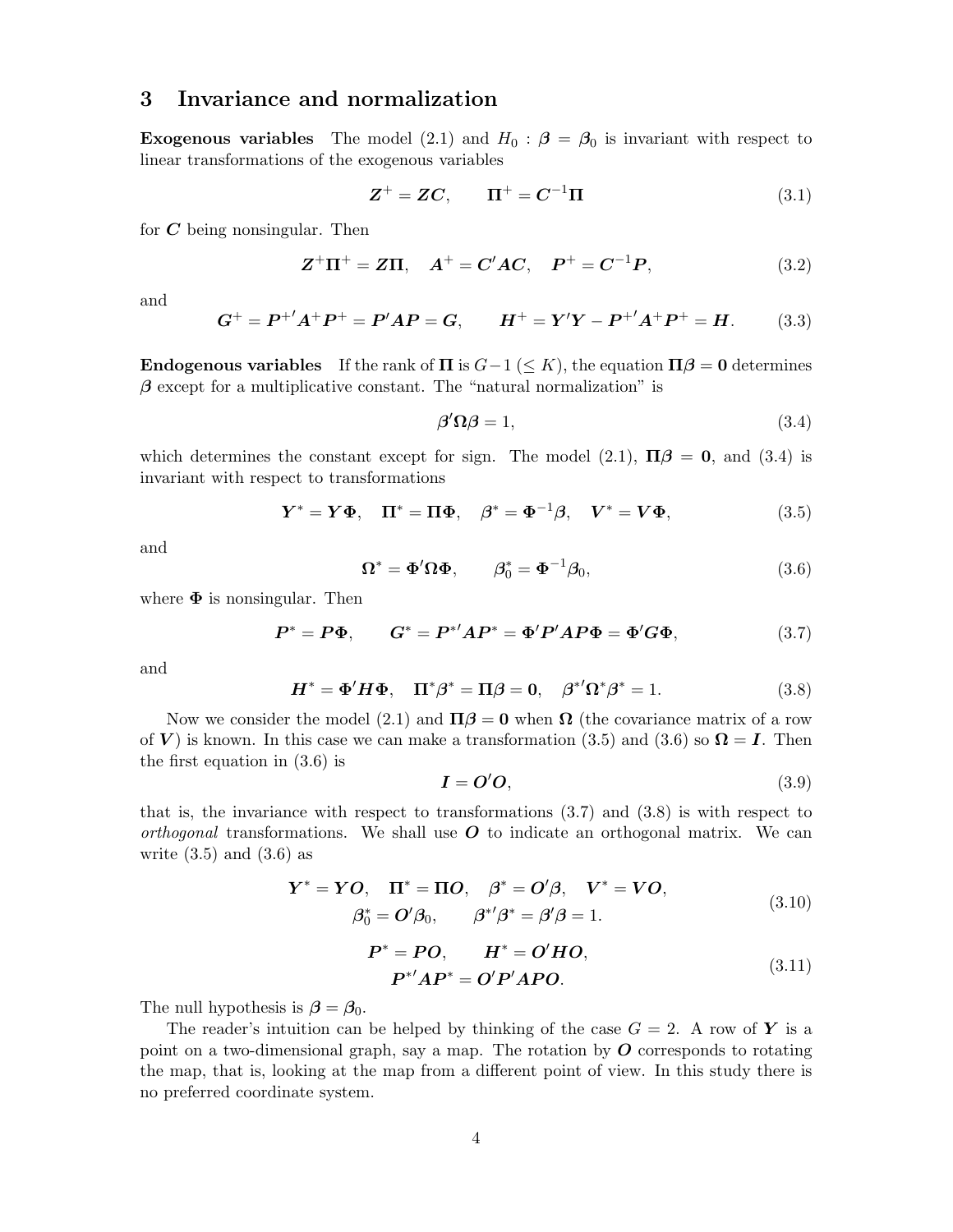## 3 Invariance and normalization

**Exogenous variables** The model (2.1) and $H_0 : \boldsymbol{\beta} = \boldsymbol{\beta}_0$ is invariant with respect to linear transformations of the exogenous variables

$$\boldsymbol{Z}^+ = \boldsymbol{ZC}, \qquad \boldsymbol{\Pi}^+ = \boldsymbol{C}^{-1}\boldsymbol{\Pi} \tag{3.1}$$

for $\boldsymbol{C}$ being nonsingular. Then

$$\boldsymbol{Z}^+\boldsymbol{\Pi}^+ = \boldsymbol{Z\Pi}, \quad \boldsymbol{A}^+ = \boldsymbol{C}'\boldsymbol{AC}, \quad \boldsymbol{P}^+ = \boldsymbol{C}^{-1}\boldsymbol{P}, \tag{3.2}$$

and

$$\boldsymbol{G}^+ = \boldsymbol{P}^{+'}\boldsymbol{A}^+\boldsymbol{P}^+ = \boldsymbol{P}'\boldsymbol{AP} = \boldsymbol{G}, \qquad \boldsymbol{H}^+ = \boldsymbol{Y}'\boldsymbol{Y} - \boldsymbol{P}^{+'}\boldsymbol{A}^+\boldsymbol{P}^+ = \boldsymbol{H}. \tag{3.3}$$

**Endogenous variables** If the rank of $\boldsymbol{\Pi}$ is $G-1$ $(\leq K)$, the equation $\boldsymbol{\Pi\beta} = \boldsymbol{0}$ determines $\boldsymbol{\beta}$ except for a multiplicative constant. The "natural normalization" is

$$\boldsymbol{\beta}'\boldsymbol{\Omega\beta} = 1, \tag{3.4}$$

which determines the constant except for sign. The model (2.1), $\boldsymbol{\Pi\beta} = \boldsymbol{0}$, and (3.4) is invariant with respect to transformations

$$\boldsymbol{Y}^* = \boldsymbol{Y\Phi}, \quad \boldsymbol{\Pi}^* = \boldsymbol{\Pi\Phi}, \quad \boldsymbol{\beta}^* = \boldsymbol{\Phi}^{-1}\boldsymbol{\beta}, \quad \boldsymbol{V}^* = \boldsymbol{V\Phi}, \tag{3.5}$$

and

$$\boldsymbol{\Omega}^* = \boldsymbol{\Phi}'\boldsymbol{\Omega\Phi}, \qquad \boldsymbol{\beta}_0^* = \boldsymbol{\Phi}^{-1}\boldsymbol{\beta}_0, \tag{3.6}$$

where $\boldsymbol{\Phi}$ is nonsingular. Then

$$\boldsymbol{P}^* = \boldsymbol{P\Phi}, \qquad \boldsymbol{G}^* = \boldsymbol{P}^{*'}\boldsymbol{AP}^* = \boldsymbol{\Phi}'\boldsymbol{P}'\boldsymbol{AP\Phi} = \boldsymbol{\Phi}'\boldsymbol{G\Phi}, \tag{3.7}$$

and

$$\boldsymbol{H}^* = \boldsymbol{\Phi}'\boldsymbol{H\Phi}, \quad \boldsymbol{\Pi}^*\boldsymbol{\beta}^* = \boldsymbol{\Pi\beta} = \boldsymbol{0}, \quad \boldsymbol{\beta}^{*'}\boldsymbol{\Omega}^*\boldsymbol{\beta}^* = 1. \tag{3.8}$$

Now we consider the model (2.1) and $\boldsymbol{\Pi\beta} = \boldsymbol{0}$ when $\boldsymbol{\Omega}$ (the covariance matrix of a row of $\boldsymbol{V}$) is known. In this case we can make a transformation (3.5) and (3.6) so $\boldsymbol{\Omega} = \boldsymbol{I}$. Then the first equation in (3.6) is

$$\boldsymbol{I} = \boldsymbol{O}'\boldsymbol{O}, \tag{3.9}$$

that is, the invariance with respect to transformations (3.7) and (3.8) is with respect to *orthogonal* transformations. We shall use $\boldsymbol{O}$ to indicate an orthogonal matrix. We can write (3.5) and (3.6) as

$$\begin{gathered}\boldsymbol{Y}^* = \boldsymbol{YO}, \quad \boldsymbol{\Pi}^* = \boldsymbol{\Pi O}, \quad \boldsymbol{\beta}^* = \boldsymbol{O}'\boldsymbol{\beta}, \quad \boldsymbol{V}^* = \boldsymbol{VO}, \\ \boldsymbol{\beta}_0^* = \boldsymbol{O}'\boldsymbol{\beta}_0, \qquad \boldsymbol{\beta}^{*'}\boldsymbol{\beta}^* = \boldsymbol{\beta}'\boldsymbol{\beta} = 1.\end{gathered} \tag{3.10}$$

$$\begin{gathered}\boldsymbol{P}^* = \boldsymbol{PO}, \qquad \boldsymbol{H}^* = \boldsymbol{O}'\boldsymbol{HO}, \\ \boldsymbol{P}^{*'}\boldsymbol{AP}^* = \boldsymbol{O}'\boldsymbol{P}'\boldsymbol{APO}.\end{gathered} \tag{3.11}$$

The null hypothesis is $\boldsymbol{\beta} = \boldsymbol{\beta}_0$.

The reader's intuition can be helped by thinking of the case $G = 2$. A row of $\boldsymbol{Y}$ is a point on a two-dimensional graph, say a map. The rotation by $\boldsymbol{O}$ corresponds to rotating the map, that is, looking at the map from a different point of view. In this study there is no preferred coordinate system.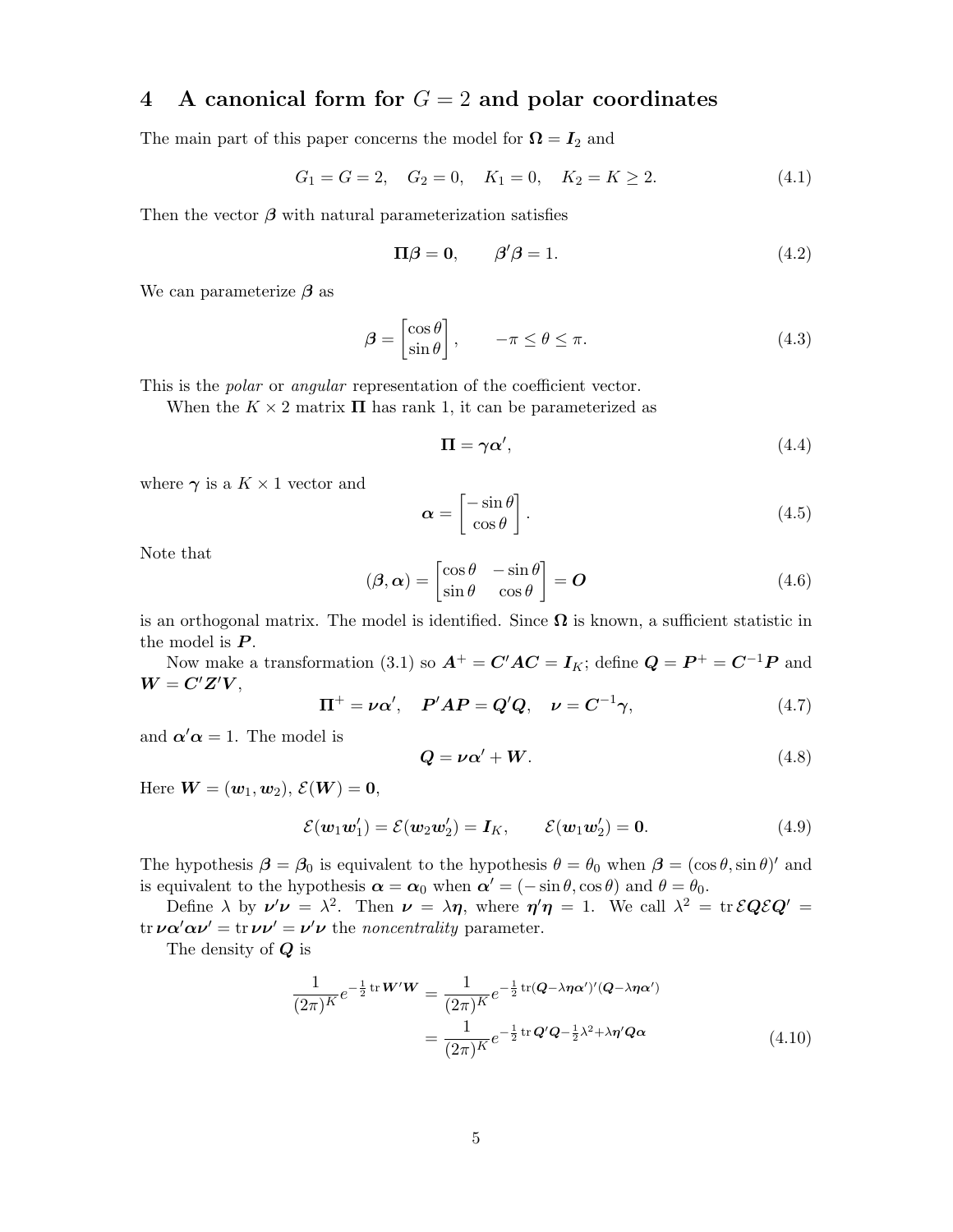## 4 A canonical form for $G = 2$ and polar coordinates

The main part of this paper concerns the model for $\boldsymbol{\Omega} = \boldsymbol{I}_2$ and

$$G_1 = G = 2, \quad G_2 = 0, \quad K_1 = 0, \quad K_2 = K \geq 2. \tag{4.1}$$

Then the vector $\boldsymbol{\beta}$ with natural parameterization satisfies

$$\boldsymbol{\Pi\beta} = \boldsymbol{0}, \qquad \boldsymbol{\beta}'\boldsymbol{\beta} = 1. \tag{4.2}$$

We can parameterize $\boldsymbol{\beta}$ as

$$\boldsymbol{\beta} = \begin{bmatrix} \cos\theta \\ \sin\theta \end{bmatrix}, \qquad -\pi \leq \theta \leq \pi. \tag{4.3}$$

This is the *polar* or *angular* representation of the coefficient vector.

When the $K \times 2$ matrix $\boldsymbol{\Pi}$ has rank 1, it can be parameterized as

$$\boldsymbol{\Pi} = \boldsymbol{\gamma\alpha}', \tag{4.4}$$

where $\boldsymbol{\gamma}$ is a $K \times 1$ vector and

$$\boldsymbol{\alpha} = \begin{bmatrix} -\sin\theta \\ \cos\theta \end{bmatrix}. \tag{4.5}$$

Note that

$$(\boldsymbol{\beta}, \boldsymbol{\alpha}) = \begin{bmatrix} \cos\theta & -\sin\theta \\ \sin\theta & \cos\theta \end{bmatrix} = \boldsymbol{O} \tag{4.6}$$

is an orthogonal matrix. The model is identified. Since $\boldsymbol{\Omega}$ is known, a sufficient statistic in the model is $\boldsymbol{P}$.

Now make a transformation (3.1) so $\boldsymbol{A}^+ = \boldsymbol{C}'\boldsymbol{AC} = \boldsymbol{I}_K$; define $\boldsymbol{Q} = \boldsymbol{P}^+ = \boldsymbol{C}^{-1}\boldsymbol{P}$ and $\boldsymbol{W} = \boldsymbol{C}'\boldsymbol{Z}'\boldsymbol{V}$,

$$\boldsymbol{\Pi}^+ = \boldsymbol{\nu\alpha}', \quad \boldsymbol{P}'\boldsymbol{AP} = \boldsymbol{Q}'\boldsymbol{Q}, \quad \boldsymbol{\nu} = \boldsymbol{C}^{-1}\boldsymbol{\gamma}, \tag{4.7}$$

and $\boldsymbol{\alpha}'\boldsymbol{\alpha} = 1$. The model is

$$\boldsymbol{Q} = \boldsymbol{\nu\alpha}' + \boldsymbol{W}. \tag{4.8}$$

Here $\boldsymbol{W} = (\boldsymbol{w}_1, \boldsymbol{w}_2)$, $\mathcal{E}(\boldsymbol{W}) = \boldsymbol{0}$,

$$\mathcal{E}(\boldsymbol{w}_1\boldsymbol{w}_1') = \mathcal{E}(\boldsymbol{w}_2\boldsymbol{w}_2') = \boldsymbol{I}_K, \qquad \mathcal{E}(\boldsymbol{w}_1\boldsymbol{w}_2') = \boldsymbol{0}. \tag{4.9}$$

The hypothesis $\boldsymbol{\beta} = \boldsymbol{\beta}_0$ is equivalent to the hypothesis $\theta = \theta_0$ when $\boldsymbol{\beta} = (\cos\theta, \sin\theta)'$ and is equivalent to the hypothesis $\boldsymbol{\alpha} = \boldsymbol{\alpha}_0$ when $\boldsymbol{\alpha}' = (-\sin\theta, \cos\theta)$ and $\theta = \theta_0$.

Define $\lambda$ by $\boldsymbol{\nu}'\boldsymbol{\nu} = \lambda^2$. Then $\boldsymbol{\nu} = \lambda\boldsymbol{\eta}$, where $\boldsymbol{\eta}'\boldsymbol{\eta} = 1$. We call $\lambda^2 = \operatorname{tr}\mathcal{E}\boldsymbol{Q}\mathcal{E}\boldsymbol{Q}' = \operatorname{tr}\boldsymbol{\nu\alpha}'\boldsymbol{\alpha\nu}' = \operatorname{tr}\boldsymbol{\nu\nu}' = \boldsymbol{\nu}'\boldsymbol{\nu}$ the *noncentrality* parameter.

The density of $\boldsymbol{Q}$ is

$$\begin{aligned} \frac{1}{(2\pi)^K} e^{-\frac{1}{2}\operatorname{tr}\boldsymbol{W}'\boldsymbol{W}} &= \frac{1}{(2\pi)^K} e^{-\frac{1}{2}\operatorname{tr}(\boldsymbol{Q}-\lambda\boldsymbol{\eta\alpha}')'(\boldsymbol{Q}-\lambda\boldsymbol{\eta\alpha}')} \\ &= \frac{1}{(2\pi)^K} e^{-\frac{1}{2}\operatorname{tr}\boldsymbol{Q}'\boldsymbol{Q}-\frac{1}{2}\lambda^2+\lambda\boldsymbol{\eta}'\boldsymbol{Q\alpha}} \end{aligned} \tag{4.10}$$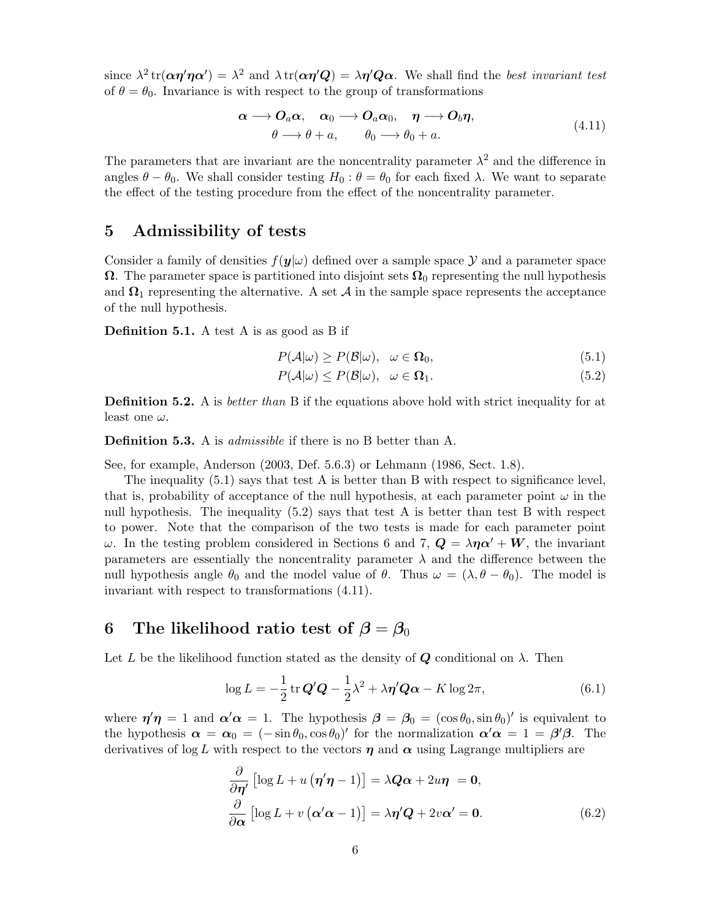since $\lambda^2 \operatorname{tr}(\boldsymbol{\alpha\eta'\eta\alpha'}) = \lambda^2$ and $\lambda \operatorname{tr}(\boldsymbol{\alpha\eta'Q}) = \lambda\boldsymbol{\eta'Q\alpha}$. We shall find the *best invariant test* of $\theta = \theta_0$. Invariance is with respect to the group of transformations

$$
\begin{gathered}
\boldsymbol{\alpha} \longrightarrow \boldsymbol{O}_a\boldsymbol{\alpha}, \quad \boldsymbol{\alpha}_0 \longrightarrow \boldsymbol{O}_a\boldsymbol{\alpha}_0, \quad \boldsymbol{\eta} \longrightarrow \boldsymbol{O}_b\boldsymbol{\eta}, \\
\theta \longrightarrow \theta + a, \qquad \theta_0 \longrightarrow \theta_0 + a.
\end{gathered} \tag{4.11}
$$

The parameters that are invariant are the noncentrality parameter $\lambda^2$ and the difference in angles $\theta - \theta_0$. We shall consider testing $H_0 : \theta = \theta_0$ for each fixed $\lambda$. We want to separate the effect of the testing procedure from the effect of the noncentrality parameter.

## 5 Admissibility of tests

Consider a family of densities $f(\boldsymbol{y}|\omega)$ defined over a sample space $\mathcal{Y}$ and a parameter space $\boldsymbol{\Omega}$. The parameter space is partitioned into disjoint sets $\boldsymbol{\Omega}_0$ representing the null hypothesis and $\boldsymbol{\Omega}_1$ representing the alternative. A set $\mathcal{A}$ in the sample space represents the acceptance of the null hypothesis.

**Definition 5.1.** A test A is as good as B if

$$
P(\mathcal{A}|\omega) \geq P(\mathcal{B}|\omega), \quad \omega \in \boldsymbol{\Omega}_0, \tag{5.1}
$$

$$
P(\mathcal{A}|\omega) \leq P(\mathcal{B}|\omega), \quad \omega \in \boldsymbol{\Omega}_1. \tag{5.2}
$$

**Definition 5.2.** A is *better than* B if the equations above hold with strict inequality for at least one $\omega$.

**Definition 5.3.** A is *admissible* if there is no B better than A.

See, for example, Anderson (2003, Def. 5.6.3) or Lehmann (1986, Sect. 1.8).

The inequality (5.1) says that test A is better than B with respect to significance level, that is, probability of acceptance of the null hypothesis, at each parameter point $\omega$ in the null hypothesis. The inequality (5.2) says that test A is better than test B with respect to power. Note that the comparison of the two tests is made for each parameter point $\omega$. In the testing problem considered in Sections 6 and 7, $\boldsymbol{Q} = \lambda\boldsymbol{\eta\alpha'} + \boldsymbol{W}$, the invariant parameters are essentially the noncentrality parameter $\lambda$ and the difference between the null hypothesis angle $\theta_0$ and the model value of $\theta$. Thus $\omega = (\lambda, \theta - \theta_0)$. The model is invariant with respect to transformations (4.11).

## 6 The likelihood ratio test of $\boldsymbol{\beta} = \boldsymbol{\beta}_0$

Let $L$ be the likelihood function stated as the density of $\boldsymbol{Q}$ conditional on $\lambda$. Then

$$
\log L = -\frac{1}{2} \operatorname{tr} \boldsymbol{Q'Q} - \frac{1}{2}\lambda^2 + \lambda\boldsymbol{\eta'Q\alpha} - K \log 2\pi, \tag{6.1}
$$

where $\boldsymbol{\eta'\eta} = 1$ and $\boldsymbol{\alpha'\alpha} = 1$. The hypothesis $\boldsymbol{\beta} = \boldsymbol{\beta}_0 = (\cos\theta_0, \sin\theta_0)'$ is equivalent to the hypothesis $\boldsymbol{\alpha} = \boldsymbol{\alpha}_0 = (-\sin\theta_0, \cos\theta_0)'$ for the normalization $\boldsymbol{\alpha'\alpha} = 1 = \boldsymbol{\beta'\beta}$. The derivatives of $\log L$ with respect to the vectors $\boldsymbol{\eta}$ and $\boldsymbol{\alpha}$ using Lagrange multipliers are

$$
\begin{aligned}
\frac{\partial}{\partial\boldsymbol{\eta}'}\left[\log L + u\left(\boldsymbol{\eta'\eta} - 1\right)\right] &= \lambda\boldsymbol{Q\alpha} + 2u\boldsymbol{\eta} \;= \boldsymbol{0}, \\
\frac{\partial}{\partial\boldsymbol{\alpha}}\left[\log L + v\left(\boldsymbol{\alpha'\alpha} - 1\right)\right] &= \lambda\boldsymbol{\eta'Q} + 2v\boldsymbol{\alpha}' = \boldsymbol{0}.
\end{aligned} \tag{6.2}
$$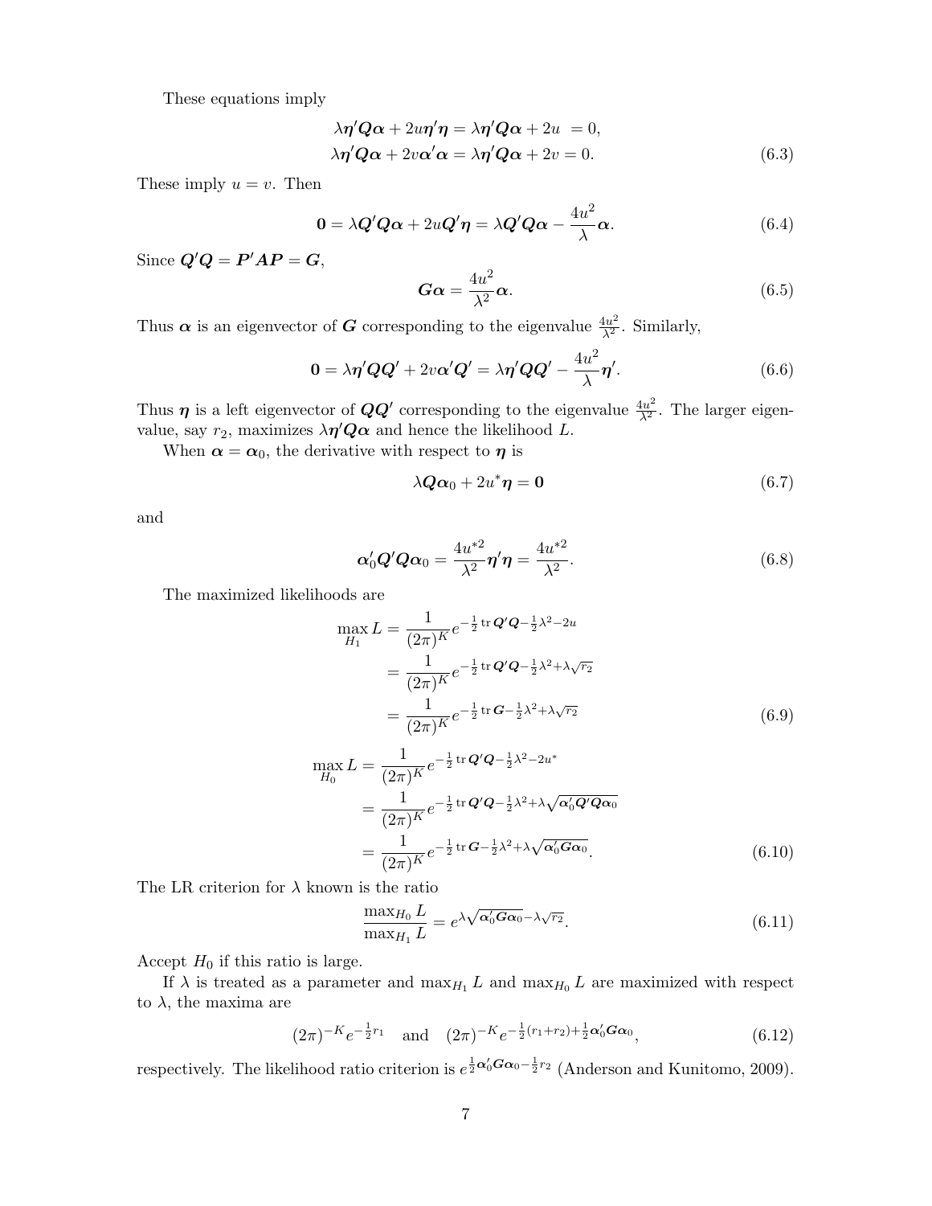These equations imply

$$
\begin{aligned}
\lambda \boldsymbol{\eta}' \boldsymbol{Q} \boldsymbol{\alpha} + 2u \boldsymbol{\eta}' \boldsymbol{\eta} &= \lambda \boldsymbol{\eta}' \boldsymbol{Q} \boldsymbol{\alpha} + 2u \ = 0, \\
\lambda \boldsymbol{\eta}' \boldsymbol{Q} \boldsymbol{\alpha} + 2v \boldsymbol{\alpha}' \boldsymbol{\alpha} &= \lambda \boldsymbol{\eta}' \boldsymbol{Q} \boldsymbol{\alpha} + 2v = 0.
\end{aligned} \tag{6.3}
$$

These imply $u = v$. Then

$$
\mathbf{0} = \lambda \boldsymbol{Q}' \boldsymbol{Q} \boldsymbol{\alpha} + 2u \boldsymbol{Q}' \boldsymbol{\eta} = \lambda \boldsymbol{Q}' \boldsymbol{Q} \boldsymbol{\alpha} - \frac{4u^2}{\lambda} \boldsymbol{\alpha}. \tag{6.4}
$$

Since $\boldsymbol{Q}'\boldsymbol{Q} = \boldsymbol{P}'\boldsymbol{A}\boldsymbol{P} = \boldsymbol{G}$,

$$
\boldsymbol{G} \boldsymbol{\alpha} = \frac{4u^2}{\lambda^2} \boldsymbol{\alpha}. \tag{6.5}
$$

Thus $\boldsymbol{\alpha}$ is an eigenvector of $\boldsymbol{G}$ corresponding to the eigenvalue $\frac{4u^2}{\lambda^2}$. Similarly,

$$
\mathbf{0} = \lambda \boldsymbol{\eta}' \boldsymbol{Q} \boldsymbol{Q}' + 2v \boldsymbol{\alpha}' \boldsymbol{Q}' = \lambda \boldsymbol{\eta}' \boldsymbol{Q} \boldsymbol{Q}' - \frac{4u^2}{\lambda} \boldsymbol{\eta}'. \tag{6.6}
$$

Thus $\boldsymbol{\eta}$ is a left eigenvector of $\boldsymbol{Q}\boldsymbol{Q}'$ corresponding to the eigenvalue $\frac{4u^2}{\lambda^2}$. The larger eigenvalue, say $r_2$, maximizes $\lambda \boldsymbol{\eta}' \boldsymbol{Q} \boldsymbol{\alpha}$ and hence the likelihood $L$.

When $\boldsymbol{\alpha} = \boldsymbol{\alpha}_0$, the derivative with respect to $\boldsymbol{\eta}$ is

$$
\lambda \boldsymbol{Q} \boldsymbol{\alpha}_0 + 2u^* \boldsymbol{\eta} = \mathbf{0} \tag{6.7}
$$

and

$$
\boldsymbol{\alpha}_0' \boldsymbol{Q}' \boldsymbol{Q} \boldsymbol{\alpha}_0 = \frac{4u^{*2}}{\lambda^2} \boldsymbol{\eta}' \boldsymbol{\eta} = \frac{4u^{*2}}{\lambda^2}. \tag{6.8}
$$

The maximized likelihoods are

$$
\begin{aligned}
\max_{H_1} L &= \frac{1}{(2\pi)^K} e^{-\frac{1}{2} \operatorname{tr} \boldsymbol{Q}'\boldsymbol{Q} - \frac{1}{2}\lambda^2 - 2u} \\
&= \frac{1}{(2\pi)^K} e^{-\frac{1}{2} \operatorname{tr} \boldsymbol{Q}'\boldsymbol{Q} - \frac{1}{2}\lambda^2 + \lambda\sqrt{r_2}} \\
&= \frac{1}{(2\pi)^K} e^{-\frac{1}{2} \operatorname{tr} \boldsymbol{G} - \frac{1}{2}\lambda^2 + \lambda\sqrt{r_2}}
\end{aligned} \tag{6.9}
$$

$$
\begin{aligned}
\max_{H_0} L &= \frac{1}{(2\pi)^K} e^{-\frac{1}{2} \operatorname{tr} \boldsymbol{Q}'\boldsymbol{Q} - \frac{1}{2}\lambda^2 - 2u^*} \\
&= \frac{1}{(2\pi)^K} e^{-\frac{1}{2} \operatorname{tr} \boldsymbol{Q}'\boldsymbol{Q} - \frac{1}{2}\lambda^2 + \lambda\sqrt{\boldsymbol{\alpha}_0'\boldsymbol{Q}'\boldsymbol{Q}\boldsymbol{\alpha}_0}} \\
&= \frac{1}{(2\pi)^K} e^{-\frac{1}{2} \operatorname{tr} \boldsymbol{G} - \frac{1}{2}\lambda^2 + \lambda\sqrt{\boldsymbol{\alpha}_0'\boldsymbol{G}\boldsymbol{\alpha}_0}}.
\end{aligned} \tag{6.10}
$$

The LR criterion for $\lambda$ known is the ratio

$$
\frac{\max_{H_0} L}{\max_{H_1} L} = e^{\lambda\sqrt{\boldsymbol{\alpha}_0'\boldsymbol{G}\boldsymbol{\alpha}_0} - \lambda\sqrt{r_2}}. \tag{6.11}
$$

Accept $H_0$ if this ratio is large.

If $\lambda$ is treated as a parameter and $\max_{H_1} L$ and $\max_{H_0} L$ are maximized with respect to $\lambda$, the maxima are

$$
(2\pi)^{-K} e^{-\frac{1}{2} r_1} \quad \text{and} \quad (2\pi)^{-K} e^{-\frac{1}{2}(r_1 + r_2) + \frac{1}{2}\boldsymbol{\alpha}_0'\boldsymbol{G}\boldsymbol{\alpha}_0}, \tag{6.12}
$$

respectively. The likelihood ratio criterion is $e^{\frac{1}{2}\boldsymbol{\alpha}_0'\boldsymbol{G}\boldsymbol{\alpha}_0 - \frac{1}{2} r_2}$ (Anderson and Kunitomo, 2009).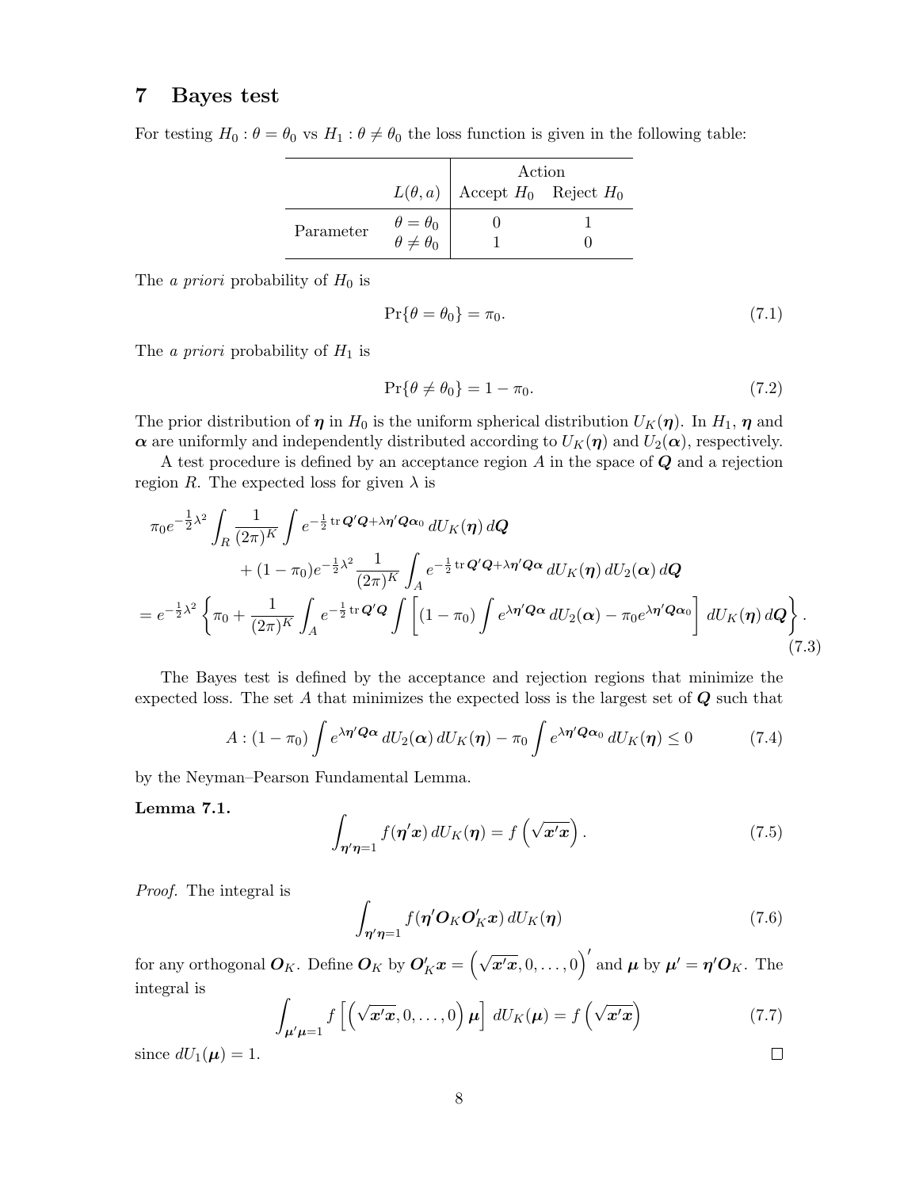## 7 Bayes test

For testing $H_0 : \theta = \theta_0$ vs $H_1 : \theta \neq \theta_0$ the loss function is given in the following table:

| | $L(\theta, a)$ | Action: Accept $H_0$ | Action: Reject $H_0$ |
|---|---|---|---|
| Parameter | $\theta = \theta_0$ | 0 | 1 |
| | $\theta \neq \theta_0$ | 1 | 0 |

The *a priori* probability of $H_0$ is

$$\Pr\{\theta = \theta_0\} = \pi_0. \tag{7.1}$$

The *a priori* probability of $H_1$ is

$$\Pr\{\theta \neq \theta_0\} = 1 - \pi_0. \tag{7.2}$$

The prior distribution of $\boldsymbol{\eta}$ in $H_0$ is the uniform spherical distribution $U_K(\boldsymbol{\eta})$. In $H_1$, $\boldsymbol{\eta}$ and $\boldsymbol{\alpha}$ are uniformly and independently distributed according to $U_K(\boldsymbol{\eta})$ and $U_2(\boldsymbol{\alpha})$, respectively.

A test procedure is defined by an acceptance region $A$ in the space of $\boldsymbol{Q}$ and a rejection region $R$. The expected loss for given $\lambda$ is

$$\begin{aligned}
&\pi_0 e^{-\frac{1}{2}\lambda^2} \int_R \frac{1}{(2\pi)^K} \int e^{-\frac{1}{2}\operatorname{tr}\boldsymbol{Q}'\boldsymbol{Q} + \lambda\boldsymbol{\eta}'\boldsymbol{Q}\boldsymbol{\alpha}_0}\, dU_K(\boldsymbol{\eta})\, d\boldsymbol{Q} \\
&\qquad + (1-\pi_0) e^{-\frac{1}{2}\lambda^2} \frac{1}{(2\pi)^K} \int_A e^{-\frac{1}{2}\operatorname{tr}\boldsymbol{Q}'\boldsymbol{Q} + \lambda\boldsymbol{\eta}'\boldsymbol{Q}\boldsymbol{\alpha}}\, dU_K(\boldsymbol{\eta})\, dU_2(\boldsymbol{\alpha})\, d\boldsymbol{Q} \\
&= e^{-\frac{1}{2}\lambda^2} \left\{ \pi_0 + \frac{1}{(2\pi)^K} \int_A e^{-\frac{1}{2}\operatorname{tr}\boldsymbol{Q}'\boldsymbol{Q}} \int \left[ (1-\pi_0) \int e^{\lambda\boldsymbol{\eta}'\boldsymbol{Q}\boldsymbol{\alpha}}\, dU_2(\boldsymbol{\alpha}) - \pi_0 e^{\lambda\boldsymbol{\eta}'\boldsymbol{Q}\boldsymbol{\alpha}_0} \right] dU_K(\boldsymbol{\eta})\, d\boldsymbol{Q} \right\}.
\end{aligned} \tag{7.3}$$

The Bayes test is defined by the acceptance and rejection regions that minimize the expected loss. The set $A$ that minimizes the expected loss is the largest set of $\boldsymbol{Q}$ such that

$$A : (1-\pi_0) \int e^{\lambda\boldsymbol{\eta}'\boldsymbol{Q}\boldsymbol{\alpha}}\, dU_2(\boldsymbol{\alpha})\, dU_K(\boldsymbol{\eta}) - \pi_0 \int e^{\lambda\boldsymbol{\eta}'\boldsymbol{Q}\boldsymbol{\alpha}_0}\, dU_K(\boldsymbol{\eta}) \leq 0 \tag{7.4}$$

by the Neyman–Pearson Fundamental Lemma.

**Lemma 7.1.**

$$\int_{\boldsymbol{\eta}'\boldsymbol{\eta}=1} f(\boldsymbol{\eta}'\boldsymbol{x})\, dU_K(\boldsymbol{\eta}) = f\left(\sqrt{\boldsymbol{x}'\boldsymbol{x}}\right). \tag{7.5}$$

*Proof.* The integral is

$$\int_{\boldsymbol{\eta}'\boldsymbol{\eta}=1} f(\boldsymbol{\eta}'\boldsymbol{O}_K\boldsymbol{O}_K'\boldsymbol{x})\, dU_K(\boldsymbol{\eta}) \tag{7.6}$$

for any orthogonal $\boldsymbol{O}_K$. Define $\boldsymbol{O}_K$ by $\boldsymbol{O}_K'\boldsymbol{x} = \left(\sqrt{\boldsymbol{x}'\boldsymbol{x}}, 0, \ldots, 0\right)'$ and $\boldsymbol{\mu}$ by $\boldsymbol{\mu}' = \boldsymbol{\eta}'\boldsymbol{O}_K$. The integral is

$$\int_{\boldsymbol{\mu}'\boldsymbol{\mu}=1} f\left[\left(\sqrt{\boldsymbol{x}'\boldsymbol{x}}, 0, \ldots, 0\right)\boldsymbol{\mu}\right]\, dU_K(\boldsymbol{\mu}) = f\left(\sqrt{\boldsymbol{x}'\boldsymbol{x}}\right) \tag{7.7}$$

since $dU_1(\boldsymbol{\mu}) = 1$. $\square$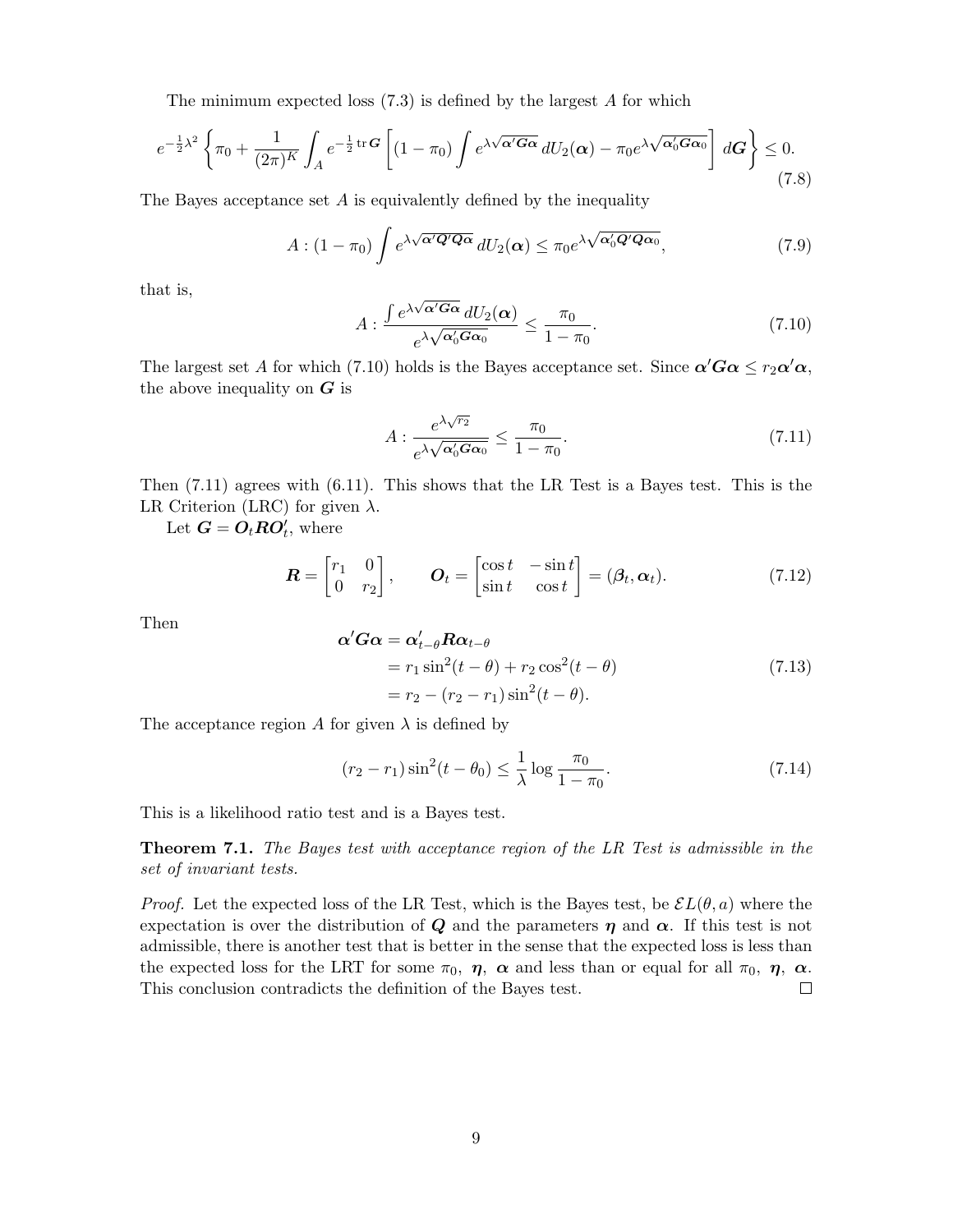The minimum expected loss (7.3) is defined by the largest $A$ for which

$$
e^{-\frac{1}{2}\lambda^2}\left\{\pi_0 + \frac{1}{(2\pi)^K}\int_A e^{-\frac{1}{2}\operatorname{tr}\boldsymbol{G}}\left[(1-\pi_0)\int e^{\lambda\sqrt{\boldsymbol{\alpha}'\boldsymbol{G}\boldsymbol{\alpha}}}\,dU_2(\boldsymbol{\alpha}) - \pi_0 e^{\lambda\sqrt{\boldsymbol{\alpha}_0'\boldsymbol{G}\boldsymbol{\alpha}_0}}\right]d\boldsymbol{G}\right\} \le 0. \tag{7.8}
$$

The Bayes acceptance set $A$ is equivalently defined by the inequality

$$
A : (1-\pi_0)\int e^{\lambda\sqrt{\boldsymbol{\alpha}'\boldsymbol{Q}'\boldsymbol{Q}\boldsymbol{\alpha}}}\,dU_2(\boldsymbol{\alpha}) \le \pi_0 e^{\lambda\sqrt{\boldsymbol{\alpha}_0'\boldsymbol{Q}'\boldsymbol{Q}\boldsymbol{\alpha}_0}}, \tag{7.9}
$$

that is,

$$
A : \frac{\int e^{\lambda\sqrt{\boldsymbol{\alpha}'\boldsymbol{G}\boldsymbol{\alpha}}}\,dU_2(\boldsymbol{\alpha})}{e^{\lambda\sqrt{\boldsymbol{\alpha}_0'\boldsymbol{G}\boldsymbol{\alpha}_0}}} \le \frac{\pi_0}{1-\pi_0}. \tag{7.10}
$$

The largest set $A$ for which (7.10) holds is the Bayes acceptance set. Since $\boldsymbol{\alpha}'\boldsymbol{G}\boldsymbol{\alpha} \le r_2\boldsymbol{\alpha}'\boldsymbol{\alpha}$, the above inequality on $\boldsymbol{G}$ is

$$
A : \frac{e^{\lambda\sqrt{r_2}}}{e^{\lambda\sqrt{\boldsymbol{\alpha}_0'\boldsymbol{G}\boldsymbol{\alpha}_0}}} \le \frac{\pi_0}{1-\pi_0}. \tag{7.11}
$$

Then (7.11) agrees with (6.11). This shows that the LR Test is a Bayes test. This is the LR Criterion (LRC) for given $\lambda$.

Let $\boldsymbol{G} = \boldsymbol{O}_t\boldsymbol{R}\boldsymbol{O}_t'$, where

$$
\boldsymbol{R} = \begin{bmatrix} r_1 & 0 \\ 0 & r_2 \end{bmatrix}, \qquad \boldsymbol{O}_t = \begin{bmatrix} \cos t & -\sin t \\ \sin t & \cos t \end{bmatrix} = (\boldsymbol{\beta}_t, \boldsymbol{\alpha}_t). \tag{7.12}
$$

Then

$$
\begin{aligned}
\boldsymbol{\alpha}'\boldsymbol{G}\boldsymbol{\alpha} &= \boldsymbol{\alpha}_{t-\theta}'\boldsymbol{R}\boldsymbol{\alpha}_{t-\theta} \\
&= r_1\sin^2(t-\theta) + r_2\cos^2(t-\theta) \\
&= r_2 - (r_2 - r_1)\sin^2(t-\theta).
\end{aligned} \tag{7.13}
$$

The acceptance region $A$ for given $\lambda$ is defined by

$$
(r_2 - r_1)\sin^2(t-\theta_0) \le \frac{1}{\lambda}\log\frac{\pi_0}{1-\pi_0}. \tag{7.14}
$$

This is a likelihood ratio test and is a Bayes test.

**Theorem 7.1.** *The Bayes test with acceptance region of the LR Test is admissible in the set of invariant tests.*

*Proof.* Let the expected loss of the LR Test, which is the Bayes test, be $\mathcal{E}L(\theta, a)$ where the expectation is over the distribution of $\boldsymbol{Q}$ and the parameters $\boldsymbol{\eta}$ and $\boldsymbol{\alpha}$. If this test is not admissible, there is another test that is better in the sense that the expected loss is less than the expected loss for the LRT for some $\pi_0$, $\boldsymbol{\eta}$, $\boldsymbol{\alpha}$ and less than or equal for all $\pi_0$, $\boldsymbol{\eta}$, $\boldsymbol{\alpha}$. This conclusion contradicts the definition of the Bayes test. □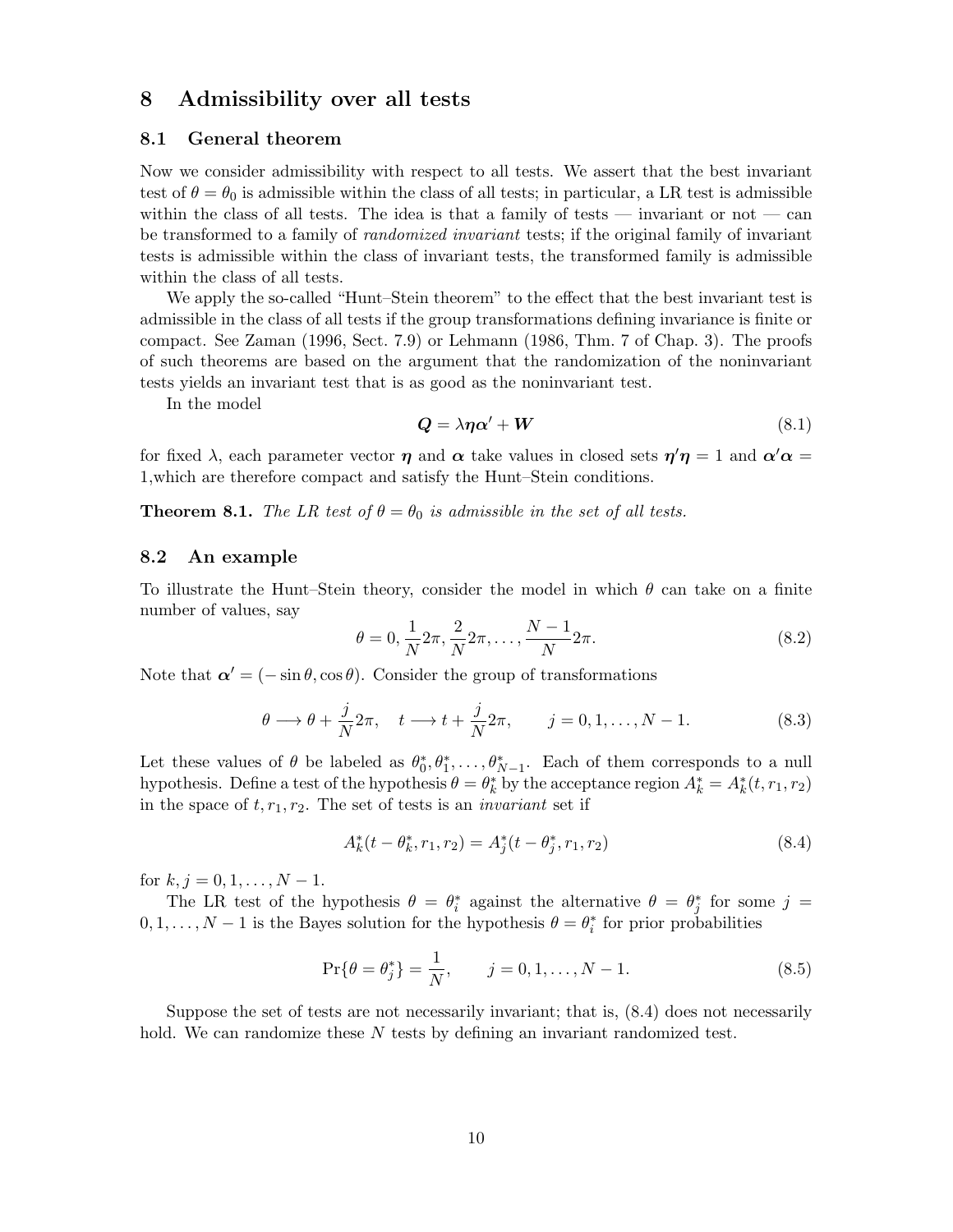# 8 Admissibility over all tests

## 8.1 General theorem

Now we consider admissibility with respect to all tests. We assert that the best invariant test of $\theta = \theta_0$ is admissible within the class of all tests; in particular, a LR test is admissible within the class of all tests. The idea is that a family of tests — invariant or not — can be transformed to a family of *randomized invariant* tests; if the original family of invariant tests is admissible within the class of invariant tests, the transformed family is admissible within the class of all tests.

We apply the so-called "Hunt–Stein theorem" to the effect that the best invariant test is admissible in the class of all tests if the group transformations defining invariance is finite or compact. See Zaman (1996, Sect. 7.9) or Lehmann (1986, Thm. 7 of Chap. 3). The proofs of such theorems are based on the argument that the randomization of the noninvariant tests yields an invariant test that is as good as the noninvariant test.

In the model

$$\boldsymbol{Q} = \lambda \boldsymbol{\eta} \boldsymbol{\alpha}' + \boldsymbol{W} \tag{8.1}$$

for fixed $\lambda$, each parameter vector $\boldsymbol{\eta}$ and $\boldsymbol{\alpha}$ take values in closed sets $\boldsymbol{\eta}'\boldsymbol{\eta} = 1$ and $\boldsymbol{\alpha}'\boldsymbol{\alpha} = 1$,which are therefore compact and satisfy the Hunt–Stein conditions.

**Theorem 8.1.** *The LR test of $\theta = \theta_0$ is admissible in the set of all tests.*

## 8.2 An example

To illustrate the Hunt–Stein theory, consider the model in which $\theta$ can take on a finite number of values, say

$$\theta = 0, \frac{1}{N}2\pi, \frac{2}{N}2\pi, \ldots, \frac{N-1}{N}2\pi. \tag{8.2}$$

Note that $\boldsymbol{\alpha}' = (-\sin\theta, \cos\theta)$. Consider the group of transformations

$$\theta \longrightarrow \theta + \frac{j}{N}2\pi, \quad t \longrightarrow t + \frac{j}{N}2\pi, \qquad j = 0, 1, \ldots, N-1. \tag{8.3}$$

Let these values of $\theta$ be labeled as $\theta_0^*, \theta_1^*, \ldots, \theta_{N-1}^*$. Each of them corresponds to a null hypothesis. Define a test of the hypothesis $\theta = \theta_k^*$ by the acceptance region $A_k^* = A_k^*(t, r_1, r_2)$ in the space of $t, r_1, r_2$. The set of tests is an *invariant* set if

$$A_k^*(t - \theta_k^*, r_1, r_2) = A_j^*(t - \theta_j^*, r_1, r_2) \tag{8.4}$$

for $k, j = 0, 1, \ldots, N-1$.

The LR test of the hypothesis $\theta = \theta_i^*$ against the alternative $\theta = \theta_j^*$ for some $j = 0, 1, \ldots, N-1$ is the Bayes solution for the hypothesis $\theta = \theta_i^*$ for prior probabilities

$$\Pr\{\theta = \theta_j^*\} = \frac{1}{N}, \qquad j = 0, 1, \ldots, N-1. \tag{8.5}$$

Suppose the set of tests are not necessarily invariant; that is, (8.4) does not necessarily hold. We can randomize these $N$ tests by defining an invariant randomized test.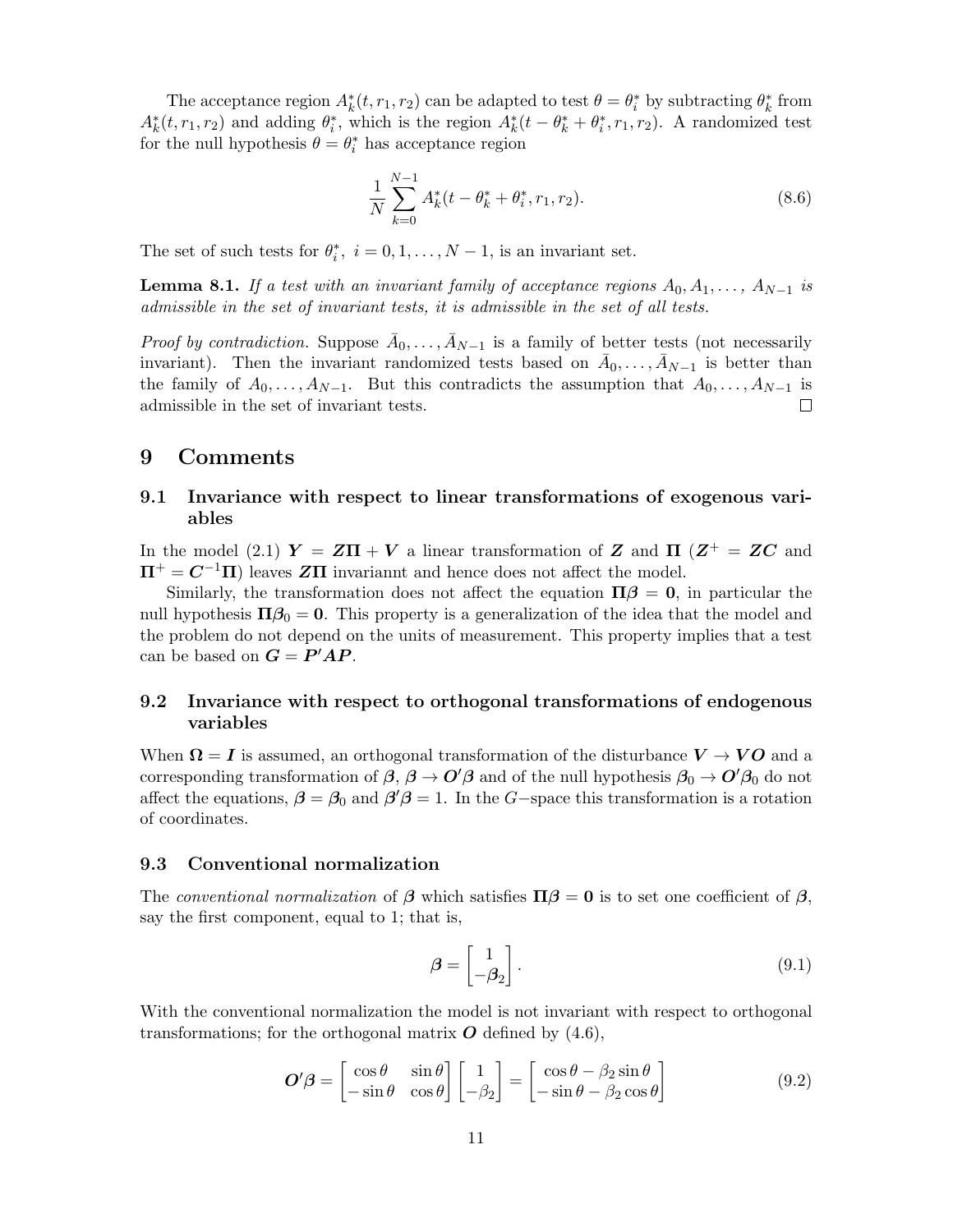The acceptance region $A_k^*(t, r_1, r_2)$ can be adapted to test $\theta = \theta_i^*$ by subtracting $\theta_k^*$ from $A_k^*(t, r_1, r_2)$ and adding $\theta_i^*$, which is the region $A_k^*(t - \theta_k^* + \theta_i^*, r_1, r_2)$. A randomized test for the null hypothesis $\theta = \theta_i^*$ has acceptance region

$$\frac{1}{N} \sum_{k=0}^{N-1} A_k^*(t - \theta_k^* + \theta_i^*, r_1, r_2). \tag{8.6}$$

The set of such tests for $\theta_i^*$, $i = 0, 1, \ldots, N-1$, is an invariant set.

**Lemma 8.1.** *If a test with an invariant family of acceptance regions $A_0, A_1, \ldots, A_{N-1}$ is admissible in the set of invariant tests, it is admissible in the set of all tests.*

*Proof by contradiction.* Suppose $\bar{A}_0, \ldots, \bar{A}_{N-1}$ is a family of better tests (not necessarily invariant). Then the invariant randomized tests based on $\bar{A}_0, \ldots, \bar{A}_{N-1}$ is better than the family of $A_0, \ldots, A_{N-1}$. But this contradicts the assumption that $A_0, \ldots, A_{N-1}$ is admissible in the set of invariant tests. □

# 9 Comments

## 9.1 Invariance with respect to linear transformations of exogenous variables

In the model (2.1) $\boldsymbol{Y} = \boldsymbol{Z\Pi} + \boldsymbol{V}$ a linear transformation of $\boldsymbol{Z}$ and $\boldsymbol{\Pi}$ ($\boldsymbol{Z}^+ = \boldsymbol{ZC}$ and $\boldsymbol{\Pi}^+ = \boldsymbol{C}^{-1}\boldsymbol{\Pi}$) leaves $\boldsymbol{Z\Pi}$ invariannt and hence does not affect the model.

Similarly, the transformation does not affect the equation $\boldsymbol{\Pi\beta} = \boldsymbol{0}$, in particular the null hypothesis $\boldsymbol{\Pi\beta}_0 = \boldsymbol{0}$. This property is a generalization of the idea that the model and the problem do not depend on the units of measurement. This property implies that a test can be based on $\boldsymbol{G} = \boldsymbol{P}'\boldsymbol{AP}$.

## 9.2 Invariance with respect to orthogonal transformations of endogenous variables

When $\boldsymbol{\Omega} = \boldsymbol{I}$ is assumed, an orthogonal transformation of the disturbance $\boldsymbol{V} \to \boldsymbol{VO}$ and a corresponding transformation of $\boldsymbol{\beta}$, $\boldsymbol{\beta} \to \boldsymbol{O}'\boldsymbol{\beta}$ and of the null hypothesis $\boldsymbol{\beta}_0 \to \boldsymbol{O}'\boldsymbol{\beta}_0$ do not affect the equations, $\boldsymbol{\beta} = \boldsymbol{\beta}_0$ and $\boldsymbol{\beta}'\boldsymbol{\beta} = 1$. In the $G-$space this transformation is a rotation of coordinates.

## 9.3 Conventional normalization

The *conventional normalization* of $\boldsymbol{\beta}$ which satisfies $\boldsymbol{\Pi\beta} = \boldsymbol{0}$ is to set one coefficient of $\boldsymbol{\beta}$, say the first component, equal to 1; that is,

$$\boldsymbol{\beta} = \begin{bmatrix} 1 \\ -\boldsymbol{\beta}_2 \end{bmatrix}. \tag{9.1}$$

With the conventional normalization the model is not invariant with respect to orthogonal transformations; for the orthogonal matrix $\boldsymbol{O}$ defined by (4.6),

$$\boldsymbol{O}'\boldsymbol{\beta} = \begin{bmatrix} \cos\theta & \sin\theta \\ -\sin\theta & \cos\theta \end{bmatrix} \begin{bmatrix} 1 \\ -\beta_2 \end{bmatrix} = \begin{bmatrix} \cos\theta - \beta_2 \sin\theta \\ -\sin\theta - \beta_2 \cos\theta \end{bmatrix} \tag{9.2}$$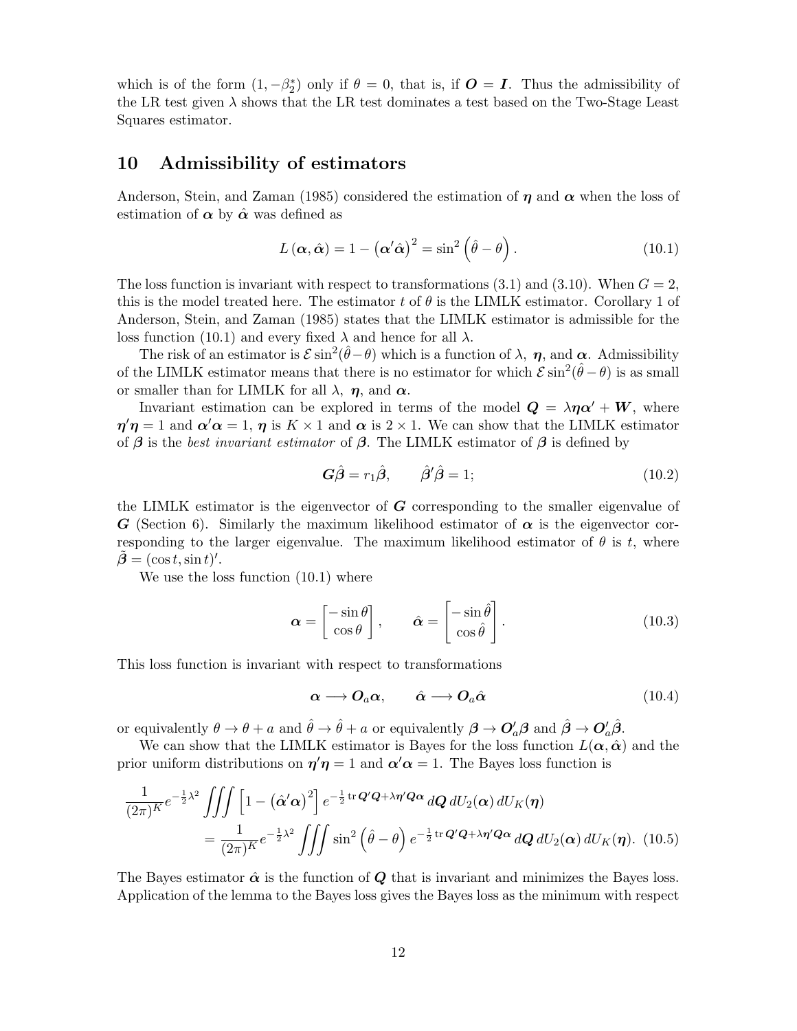which is of the form $(1, -\beta_2^*)$ only if $\theta = 0$, that is, if $\boldsymbol{O} = \boldsymbol{I}$. Thus the admissibility of the LR test given $\lambda$ shows that the LR test dominates a test based on the Two-Stage Least Squares estimator.

## 10 Admissibility of estimators

Anderson, Stein, and Zaman (1985) considered the estimation of $\boldsymbol{\eta}$ and $\boldsymbol{\alpha}$ when the loss of estimation of $\boldsymbol{\alpha}$ by $\hat{\boldsymbol{\alpha}}$ was defined as

$$L(\boldsymbol{\alpha}, \hat{\boldsymbol{\alpha}}) = 1 - (\boldsymbol{\alpha}'\hat{\boldsymbol{\alpha}})^2 = \sin^2\left(\hat{\theta} - \theta\right). \tag{10.1}$$

The loss function is invariant with respect to transformations (3.1) and (3.10). When $G = 2$, this is the model treated here. The estimator $t$ of $\theta$ is the LIMLK estimator. Corollary 1 of Anderson, Stein, and Zaman (1985) states that the LIMLK estimator is admissible for the loss function (10.1) and every fixed $\lambda$ and hence for all $\lambda$.

The risk of an estimator is $\mathcal{E}\sin^2(\hat{\theta} - \theta)$ which is a function of $\lambda$, $\boldsymbol{\eta}$, and $\boldsymbol{\alpha}$. Admissibility of the LIMLK estimator means that there is no estimator for which $\mathcal{E}\sin^2(\hat{\theta} - \theta)$ is as small or smaller than for LIMLK for all $\lambda$, $\boldsymbol{\eta}$, and $\boldsymbol{\alpha}$.

Invariant estimation can be explored in terms of the model $\boldsymbol{Q} = \lambda\boldsymbol{\eta}\boldsymbol{\alpha}' + \boldsymbol{W}$, where $\boldsymbol{\eta}'\boldsymbol{\eta} = 1$ and $\boldsymbol{\alpha}'\boldsymbol{\alpha} = 1$, $\boldsymbol{\eta}$ is $K \times 1$ and $\boldsymbol{\alpha}$ is $2 \times 1$. We can show that the LIMLK estimator of $\boldsymbol{\beta}$ is the *best invariant estimator* of $\boldsymbol{\beta}$. The LIMLK estimator of $\boldsymbol{\beta}$ is defined by

$$\boldsymbol{G}\hat{\boldsymbol{\beta}} = r_1\hat{\boldsymbol{\beta}}, \qquad \hat{\boldsymbol{\beta}}'\hat{\boldsymbol{\beta}} = 1; \tag{10.2}$$

the LIMLK estimator is the eigenvector of $\boldsymbol{G}$ corresponding to the smaller eigenvalue of $\boldsymbol{G}$ (Section 6). Similarly the maximum likelihood estimator of $\boldsymbol{\alpha}$ is the eigenvector corresponding to the larger eigenvalue. The maximum likelihood estimator of $\theta$ is $t$, where $\tilde{\boldsymbol{\beta}} = (\cos t, \sin t)'$.

We use the loss function (10.1) where

$$\boldsymbol{\alpha} = \begin{bmatrix} -\sin\theta \\ \cos\theta \end{bmatrix}, \qquad \hat{\boldsymbol{\alpha}} = \begin{bmatrix} -\sin\hat{\theta} \\ \cos\hat{\theta} \end{bmatrix}. \tag{10.3}$$

This loss function is invariant with respect to transformations

$$\boldsymbol{\alpha} \longrightarrow \boldsymbol{O}_a\boldsymbol{\alpha}, \qquad \hat{\boldsymbol{\alpha}} \longrightarrow \boldsymbol{O}_a\hat{\boldsymbol{\alpha}} \tag{10.4}$$

or equivalently $\theta \to \theta + a$ and $\hat{\theta} \to \hat{\theta} + a$ or equivalently $\boldsymbol{\beta} \to \boldsymbol{O}_a'\boldsymbol{\beta}$ and $\hat{\boldsymbol{\beta}} \to \boldsymbol{O}_a'\hat{\boldsymbol{\beta}}$.

We can show that the LIMLK estimator is Bayes for the loss function $L(\boldsymbol{\alpha}, \hat{\boldsymbol{\alpha}})$ and the prior uniform distributions on $\boldsymbol{\eta}'\boldsymbol{\eta} = 1$ and $\boldsymbol{\alpha}'\boldsymbol{\alpha} = 1$. The Bayes loss function is

$$\begin{aligned}
\frac{1}{(2\pi)^K} e^{-\frac{1}{2}\lambda^2} &\iiint \left[1 - (\hat{\boldsymbol{\alpha}}'\boldsymbol{\alpha})^2\right] e^{-\frac{1}{2}\operatorname{tr}\boldsymbol{Q}'\boldsymbol{Q} + \lambda\boldsymbol{\eta}'\boldsymbol{Q}\boldsymbol{\alpha}}\, d\boldsymbol{Q}\, dU_2(\boldsymbol{\alpha})\, dU_K(\boldsymbol{\eta}) \\
&= \frac{1}{(2\pi)^K} e^{-\frac{1}{2}\lambda^2} \iiint \sin^2\left(\hat{\theta} - \theta\right) e^{-\frac{1}{2}\operatorname{tr}\boldsymbol{Q}'\boldsymbol{Q} + \lambda\boldsymbol{\eta}'\boldsymbol{Q}\boldsymbol{\alpha}}\, d\boldsymbol{Q}\, dU_2(\boldsymbol{\alpha})\, dU_K(\boldsymbol{\eta}). \quad (10.5)
\end{aligned}$$

The Bayes estimator $\hat{\boldsymbol{\alpha}}$ is the function of $\boldsymbol{Q}$ that is invariant and minimizes the Bayes loss. Application of the lemma to the Bayes loss gives the Bayes loss as the minimum with respect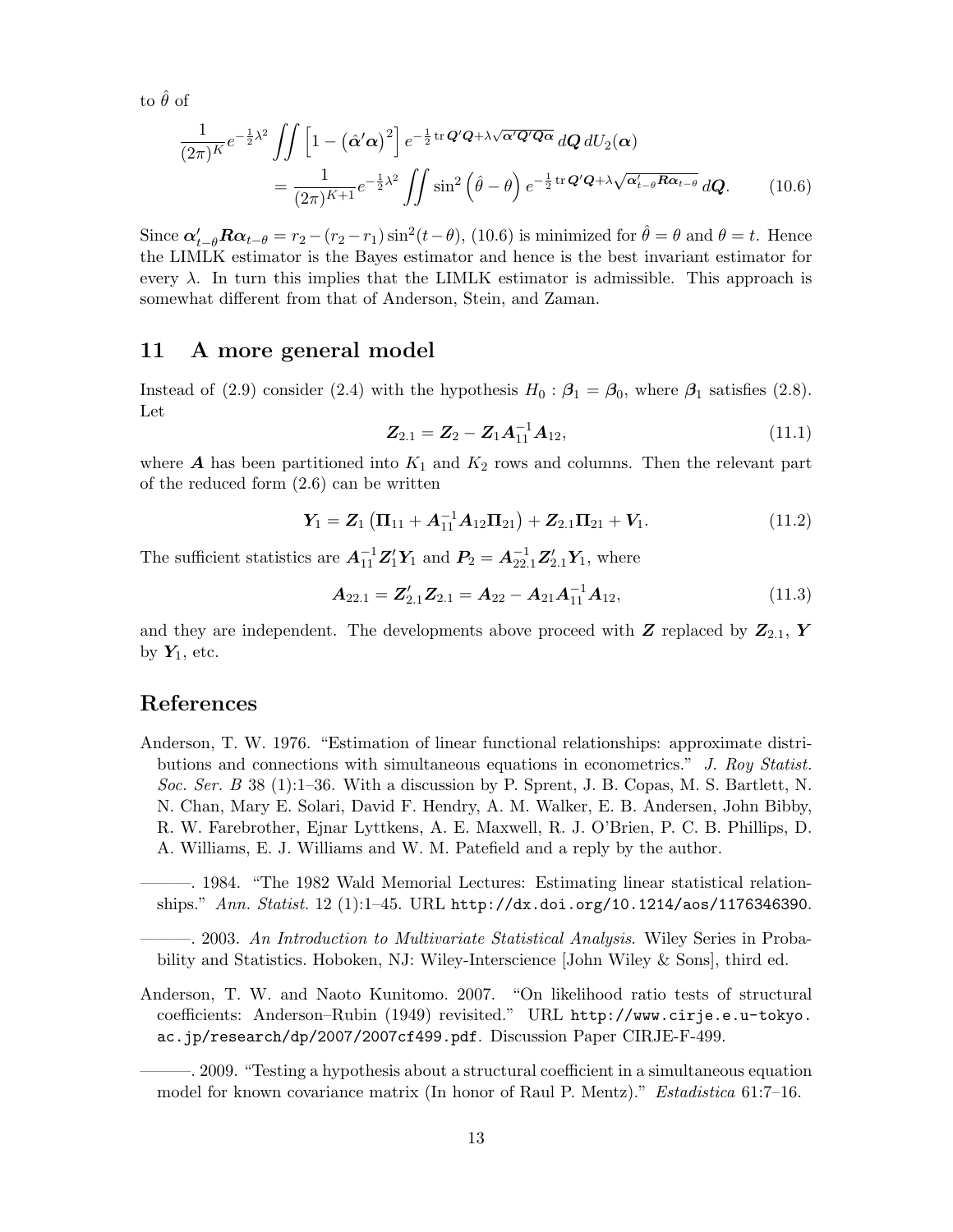to $\hat{\theta}$ of

$$\frac{1}{(2\pi)^K} e^{-\frac{1}{2}\lambda^2} \iint \left[1 - \left(\hat{\boldsymbol{\alpha}}'\boldsymbol{\alpha}\right)^2\right] e^{-\frac{1}{2}\operatorname{tr}\boldsymbol{Q}'\boldsymbol{Q} + \lambda\sqrt{\boldsymbol{\alpha}'\boldsymbol{Q}'\boldsymbol{Q}\boldsymbol{\alpha}}}\, d\boldsymbol{Q}\, dU_2(\boldsymbol{\alpha})$$
$$= \frac{1}{(2\pi)^{K+1}} e^{-\frac{1}{2}\lambda^2} \iint \sin^2\left(\hat{\theta} - \theta\right) e^{-\frac{1}{2}\operatorname{tr}\boldsymbol{Q}'\boldsymbol{Q} + \lambda\sqrt{\boldsymbol{\alpha}'_{t-\theta}\boldsymbol{R}\boldsymbol{\alpha}_{t-\theta}}}\, d\boldsymbol{Q}. \tag{10.6}$$

Since $\boldsymbol{\alpha}'_{t-\theta}\boldsymbol{R}\boldsymbol{\alpha}_{t-\theta} = r_2 - (r_2 - r_1)\sin^2(t-\theta)$, (10.6) is minimized for $\hat{\theta} = \theta$ and $\theta = t$. Hence the LIMLK estimator is the Bayes estimator and hence is the best invariant estimator for every $\lambda$. In turn this implies that the LIMLK estimator is admissible. This approach is somewhat different from that of Anderson, Stein, and Zaman.

## 11 A more general model

Instead of (2.9) consider (2.4) with the hypothesis $H_0 : \boldsymbol{\beta}_1 = \boldsymbol{\beta}_0$, where $\boldsymbol{\beta}_1$ satisfies (2.8). Let

$$\boldsymbol{Z}_{2.1} = \boldsymbol{Z}_2 - \boldsymbol{Z}_1\boldsymbol{A}_{11}^{-1}\boldsymbol{A}_{12}, \tag{11.1}$$

where $\boldsymbol{A}$ has been partitioned into $K_1$ and $K_2$ rows and columns. Then the relevant part of the reduced form (2.6) can be written

$$\boldsymbol{Y}_1 = \boldsymbol{Z}_1\left(\boldsymbol{\Pi}_{11} + \boldsymbol{A}_{11}^{-1}\boldsymbol{A}_{12}\boldsymbol{\Pi}_{21}\right) + \boldsymbol{Z}_{2.1}\boldsymbol{\Pi}_{21} + \boldsymbol{V}_1. \tag{11.2}$$

The sufficient statistics are $\boldsymbol{A}_{11}^{-1}\boldsymbol{Z}_1'\boldsymbol{Y}_1$ and $\boldsymbol{P}_2 = \boldsymbol{A}_{22.1}^{-1}\boldsymbol{Z}_{2.1}'\boldsymbol{Y}_1$, where

$$\boldsymbol{A}_{22.1} = \boldsymbol{Z}_{2.1}'\boldsymbol{Z}_{2.1} = \boldsymbol{A}_{22} - \boldsymbol{A}_{21}\boldsymbol{A}_{11}^{-1}\boldsymbol{A}_{12}, \tag{11.3}$$

and they are independent. The developments above proceed with $\boldsymbol{Z}$ replaced by $\boldsymbol{Z}_{2.1}$, $\boldsymbol{Y}$ by $\boldsymbol{Y}_1$, etc.

## References

Anderson, T. W. 1976. "Estimation of linear functional relationships: approximate distributions and connections with simultaneous equations in econometrics." *J. Roy Statist. Soc. Ser. B* 38 (1):1–36. With a discussion by P. Sprent, J. B. Copas, M. S. Bartlett, N. N. Chan, Mary E. Solari, David F. Hendry, A. M. Walker, E. B. Andersen, John Bibby, R. W. Farebrother, Ejnar Lyttkens, A. E. Maxwell, R. J. O'Brien, P. C. B. Phillips, D. A. Williams, E. J. Williams and W. M. Patefield and a reply by the author.

———. 1984. "The 1982 Wald Memorial Lectures: Estimating linear statistical relationships." *Ann. Statist.* 12 (1):1–45. URL http://dx.doi.org/10.1214/aos/1176346390.

———. 2003. *An Introduction to Multivariate Statistical Analysis*. Wiley Series in Probability and Statistics. Hoboken, NJ: Wiley-Interscience [John Wiley & Sons], third ed.

Anderson, T. W. and Naoto Kunitomo. 2007. "On likelihood ratio tests of structural coefficients: Anderson–Rubin (1949) revisited." URL http://www.cirje.e.u-tokyo.ac.jp/research/dp/2007/2007cf499.pdf. Discussion Paper CIRJE-F-499.

———. 2009. "Testing a hypothesis about a structural coefficient in a simultaneous equation model for known covariance matrix (In honor of Raul P. Mentz)." *Estadistica* 61:7–16.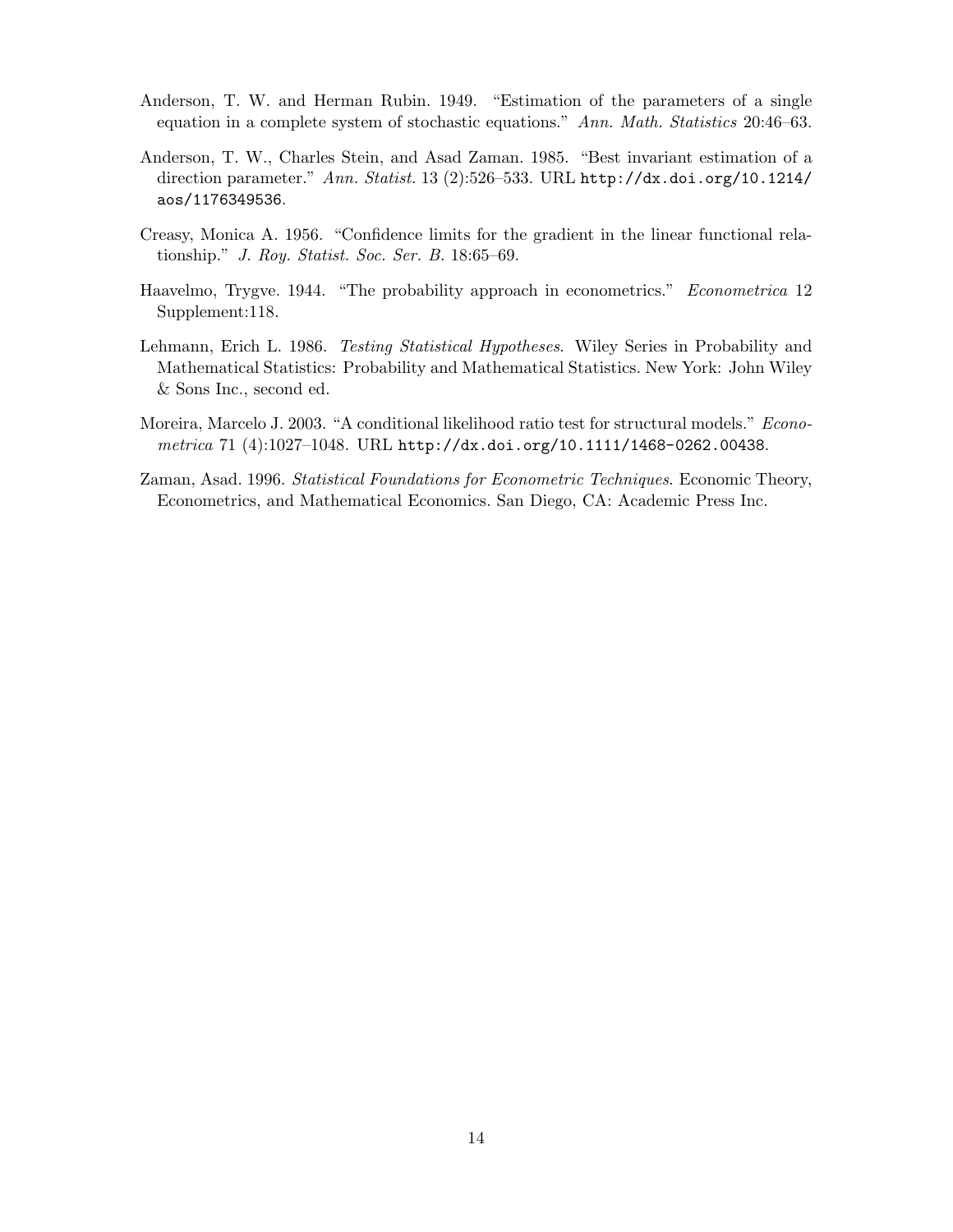Anderson, T. W. and Herman Rubin. 1949. "Estimation of the parameters of a single equation in a complete system of stochastic equations." *Ann. Math. Statistics* 20:46–63.

Anderson, T. W., Charles Stein, and Asad Zaman. 1985. "Best invariant estimation of a direction parameter." *Ann. Statist.* 13 (2):526–533. URL http://dx.doi.org/10.1214/aos/1176349536.

Creasy, Monica A. 1956. "Confidence limits for the gradient in the linear functional relationship." *J. Roy. Statist. Soc. Ser. B.* 18:65–69.

Haavelmo, Trygve. 1944. "The probability approach in econometrics." *Econometrica* 12 Supplement:118.

Lehmann, Erich L. 1986. *Testing Statistical Hypotheses*. Wiley Series in Probability and Mathematical Statistics: Probability and Mathematical Statistics. New York: John Wiley & Sons Inc., second ed.

Moreira, Marcelo J. 2003. "A conditional likelihood ratio test for structural models." *Econometrica* 71 (4):1027–1048. URL http://dx.doi.org/10.1111/1468-0262.00438.

Zaman, Asad. 1996. *Statistical Foundations for Econometric Techniques*. Economic Theory, Econometrics, and Mathematical Economics. San Diego, CA: Academic Press Inc.